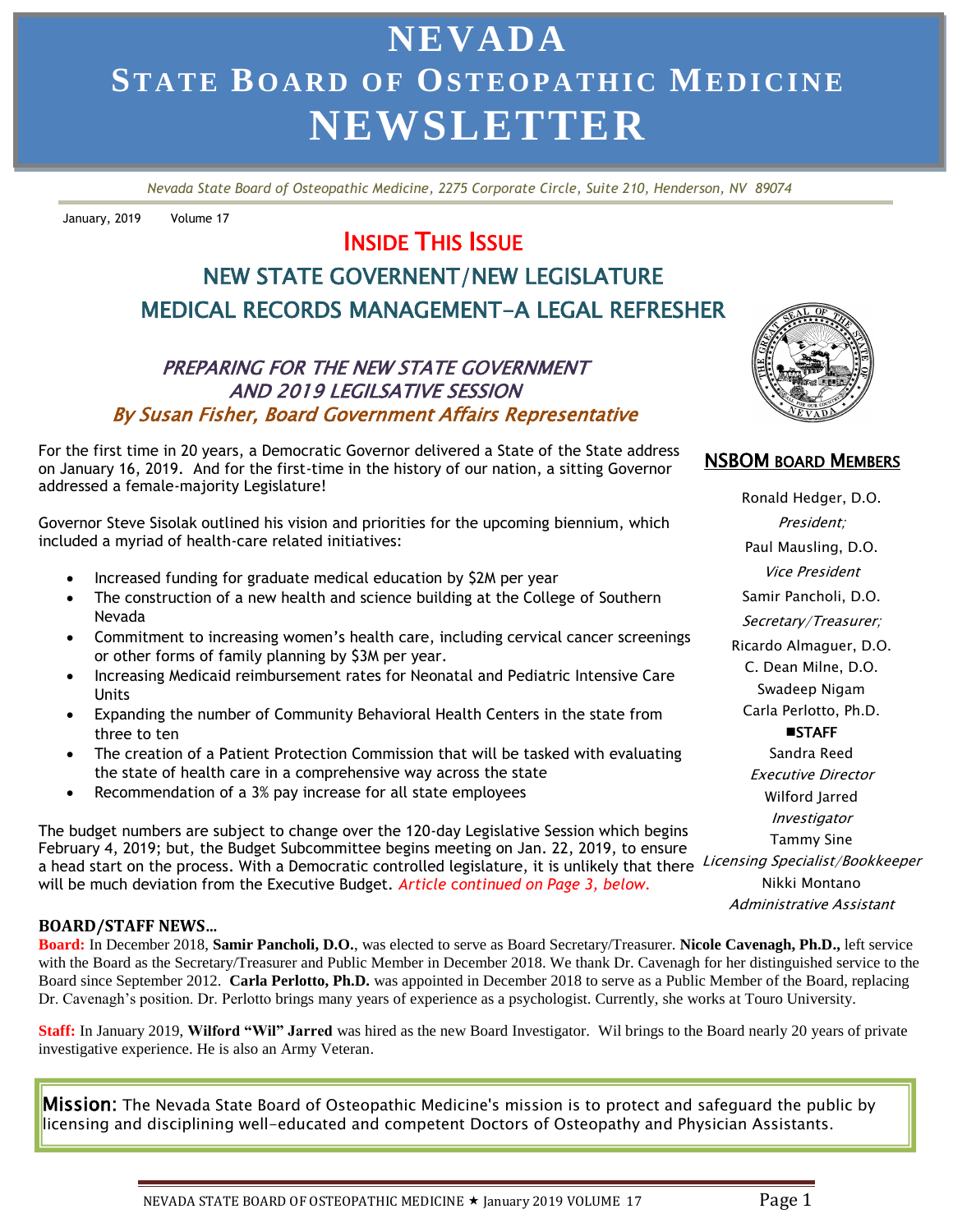# NEVADA STATE BOARD OF OSTEOPATHIC MEDICINE NEWSLETTER

*Nevada State Board of Osteopathic Medicine, 2275 Corporate Circle, Suite 210, Henderson, NV 89074*

January, 2019 Volume 17

## INSIDE THIS ISSUE

### NEW STATE GOVERNENT/NEW LEGISLATURE

### MEDICAL RECORDS MANAGEMENT–A LEGAL REFRESHER

### *PREPARING FOR THE NEW STATE GOVERNMENT AND 2019 LEGILSATIVE SESSION*

***By Susan Fisher, Board Government Affairs Representative***

For the first time in 20 years, a Democratic Governor delivered a State of the State address on January 16, 2019. And for the first-time in the history of our nation, a sitting Governor addressed a female-majority Legislature!

Governor Steve Sisolak outlined his vision and priorities for the upcoming biennium, which included a myriad of health-care related initiatives:

- Increased funding for graduate medical education by $2M per year
- The construction of a new health and science building at the College of Southern Nevada
- Commitment to increasing women's health care, including cervical cancer screenings or other forms of family planning by $3M per year.
- Increasing Medicaid reimbursement rates for Neonatal and Pediatric Intensive Care Units
- Expanding the number of Community Behavioral Health Centers in the state from three to ten
- The creation of a Patient Protection Commission that will be tasked with evaluating the state of health care in a comprehensive way across the state
- Recommendation of a 3% pay increase for all state employees

The budget numbers are subject to change over the 120-day Legislative Session which begins February 4, 2019; but, the Budget Subcommittee begins meeting on Jan. 22, 2019, to ensure a head start on the process. With a Democratic controlled legislature, it is unlikely that there will be much deviation from the Executive Budget. *Article continued on Page 3, below.*

### NSBOM BOARD MEMBERS

Ronald Hedger, D.O.
*President;*
Paul Mausling, D.O.
*Vice President*
Samir Pancholi, D.O.
*Secretary/Treasurer;*
Ricardo Almaguer, D.O.
C. Dean Milne, D.O.
Swadeep Nigam
Carla Perlotto, Ph.D.

**STAFF**

Sandra Reed
*Executive Director*
Wilford Jarred
*Investigator*
Tammy Sine
*Licensing Specialist/Bookkeeper*
Nikki Montano
*Administrative Assistant*

### BOARD/STAFF NEWS…

**Board:** In December 2018, **Samir Pancholi, D.O.**, was elected to serve as Board Secretary/Treasurer. **Nicole Cavenagh, Ph.D.,** left service with the Board as the Secretary/Treasurer and Public Member in December 2018. We thank Dr. Cavenagh for her distinguished service to the Board since September 2012. **Carla Perlotto, Ph.D.** was appointed in December 2018 to serve as a Public Member of the Board, replacing Dr. Cavenagh's position. Dr. Perlotto brings many years of experience as a psychologist. Currently, she works at Touro University.

**Staff:** In January 2019, **Wilford "Wil" Jarred** was hired as the new Board Investigator. Wil brings to the Board nearly 20 years of private investigative experience. He is also an Army Veteran.

**Mission:** The Nevada State Board of Osteopathic Medicine's mission is to protect and safeguard the public by licensing and disciplining well-educated and competent Doctors of Osteopathy and Physician Assistants.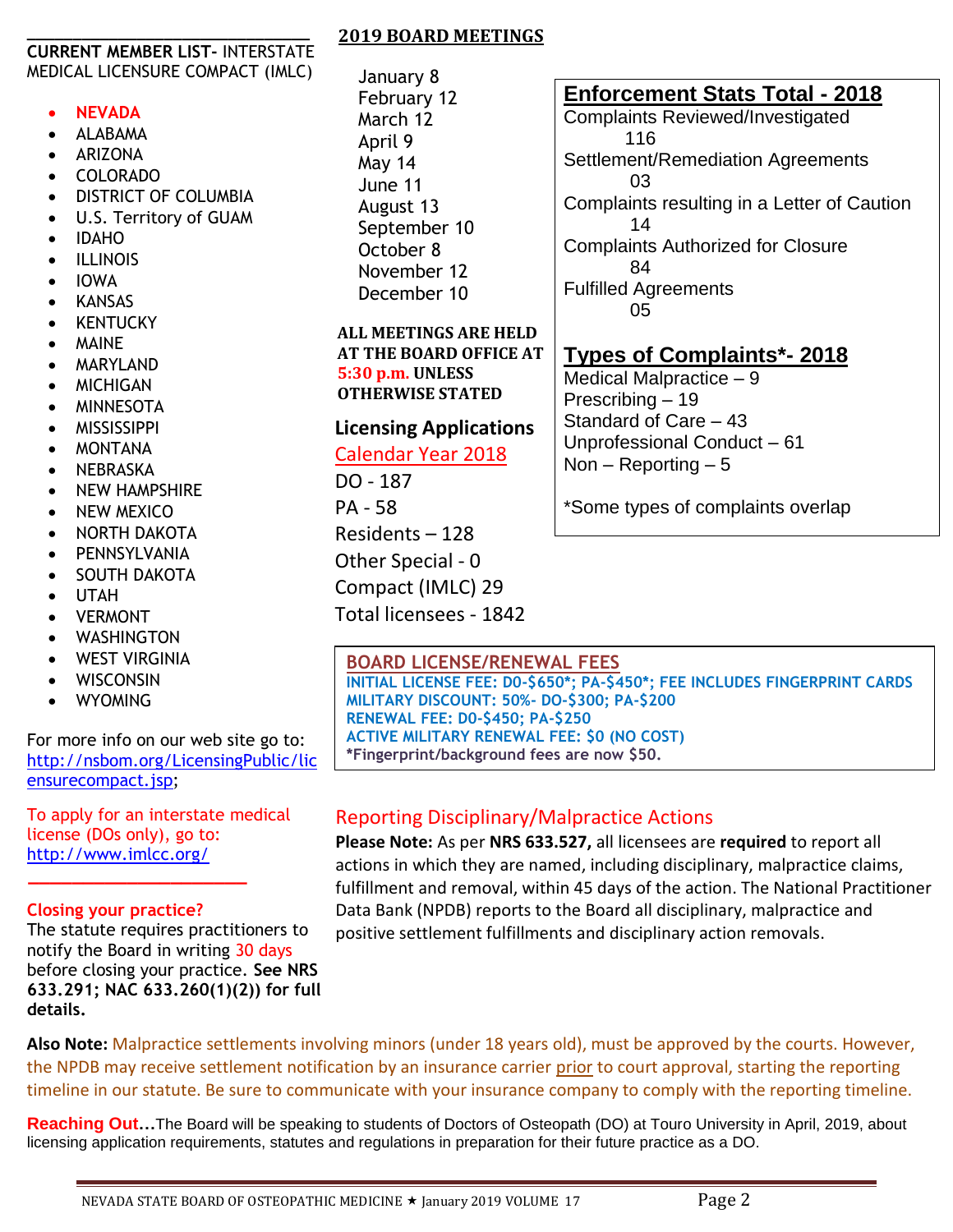## CURRENT MEMBER LIST- INTERSTATE MEDICAL LICENSURE COMPACT (IMLC)

- NEVADA
- ALABAMA
- ARIZONA
- COLORADO
- DISTRICT OF COLUMBIA
- U.S. Territory of GUAM
- IDAHO
- ILLINOIS
- IOWA
- KANSAS
- KENTUCKY
- MAINE
- MARYLAND
- MICHIGAN
- MINNESOTA
- MISSISSIPPI
- MONTANA
- NEBRASKA
- NEW HAMPSHIRE
- NEW MEXICO
- NORTH DAKOTA
- PENNSYLVANIA
- SOUTH DAKOTA
- UTAH
- VERMONT
- WASHINGTON
- WEST VIRGINIA
- WISCONSIN
- WYOMING

For more info on our web site go to: http://nsbom.org/LicensingPublic/licensurecompact.jsp;

To apply for an interstate medical license (DOs only), go to: http://www.imlcc.org/

**Closing your practice?**
The statute requires practitioners to notify the Board in writing 30 days before closing your practice. **See NRS 633.291; NAC 633.260(1)(2)) for full details.**

## 2019 BOARD MEETINGS

January 8
February 12
March 12
April 9
May 14
June 11
August 13
September 10
October 8
November 12
December 10

**ALL MEETINGS ARE HELD AT THE BOARD OFFICE AT 5:30 p.m. UNLESS OTHERWISE STATED**

## Licensing Applications

Calendar Year 2018

DO - 187
PA - 58
Residents – 128
Other Special - 0
Compact (IMLC) 29
Total licensees - 1842

## Enforcement Stats Total - 2018

Complaints Reviewed/Investigated
116
Settlement/Remediation Agreements
03
Complaints resulting in a Letter of Caution
14
Complaints Authorized for Closure
84
Fulfilled Agreements
05

## Types of Complaints*- 2018

Medical Malpractice – 9
Prescribing – 19
Standard of Care – 43
Unprofessional Conduct – 61
Non – Reporting – 5

*Some types of complaints overlap

## BOARD LICENSE/RENEWAL FEES

INITIAL LICENSE FEE: D0-$650*; PA-$450*; FEE INCLUDES FINGERPRINT CARDS
MILITARY DISCOUNT: 50%- DO-$300; PA-$200
RENEWAL FEE: D0-$450; PA-$250
ACTIVE MILITARY RENEWAL FEE: $0 (NO COST)
*Fingerprint/background fees are now $50.

## Reporting Disciplinary/Malpractice Actions

**Please Note:** As per **NRS 633.527,** all licensees are **required** to report all actions in which they are named, including disciplinary, malpractice claims, fulfillment and removal, within 45 days of the action. The National Practitioner Data Bank (NPDB) reports to the Board all disciplinary, malpractice and positive settlement fulfillments and disciplinary action removals.

**Also Note:** Malpractice settlements involving minors (under 18 years old), must be approved by the courts. However, the NPDB may receive settlement notification by an insurance carrier prior to court approval, starting the reporting timeline in our statute. Be sure to communicate with your insurance company to comply with the reporting timeline.

**Reaching Out…**The Board will be speaking to students of Doctors of Osteopath (DO) at Touro University in April, 2019, about licensing application requirements, statutes and regulations in preparation for their future practice as a DO.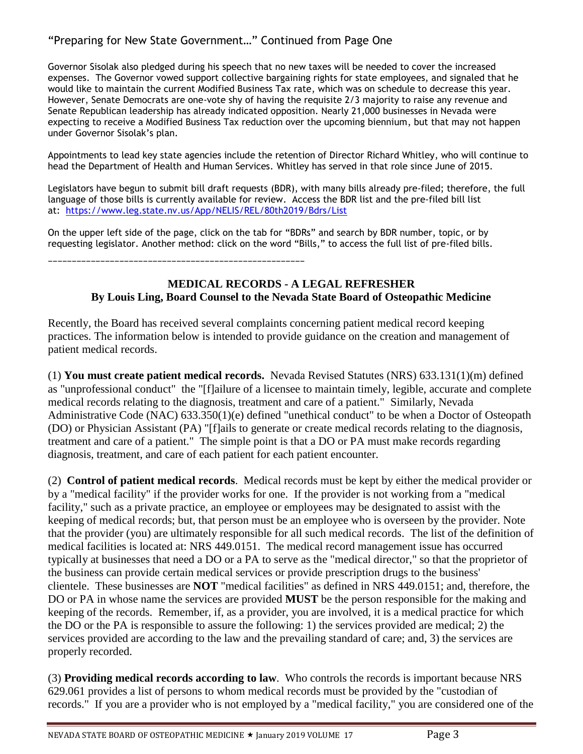“Preparing for New State Government…” Continued from Page One

Governor Sisolak also pledged during his speech that no new taxes will be needed to cover the increased expenses. The Governor vowed support collective bargaining rights for state employees, and signaled that he would like to maintain the current Modified Business Tax rate, which was on schedule to decrease this year. However, Senate Democrats are one-vote shy of having the requisite 2/3 majority to raise any revenue and Senate Republican leadership has already indicated opposition. Nearly 21,000 businesses in Nevada were expecting to receive a Modified Business Tax reduction over the upcoming biennium, but that may not happen under Governor Sisolak’s plan.

Appointments to lead key state agencies include the retention of Director Richard Whitley, who will continue to head the Department of Health and Human Services. Whitley has served in that role since June of 2015.

Legislators have begun to submit bill draft requests (BDR), with many bills already pre-filed; therefore, the full language of those bills is currently available for review. Access the BDR list and the pre-filed bill list at: https://www.leg.state.nv.us/App/NELIS/REL/80th2019/Bdrs/List

On the upper left side of the page, click on the tab for “BDRs” and search by BDR number, topic, or by requesting legislator. Another method: click on the word “Bills,” to access the full list of pre-filed bills.

---

## MEDICAL RECORDS - A LEGAL REFRESHER

**By Louis Ling, Board Counsel to the Nevada State Board of Osteopathic Medicine**

Recently, the Board has received several complaints concerning patient medical record keeping practices. The information below is intended to provide guidance on the creation and management of patient medical records.

(1) **You must create patient medical records.** Nevada Revised Statutes (NRS) 633.131(1)(m) defined as "unprofessional conduct" the "[f]ailure of a licensee to maintain timely, legible, accurate and complete medical records relating to the diagnosis, treatment and care of a patient." Similarly, Nevada Administrative Code (NAC) 633.350(1)(e) defined "unethical conduct" to be when a Doctor of Osteopath (DO) or Physician Assistant (PA) "[f]ails to generate or create medical records relating to the diagnosis, treatment and care of a patient." The simple point is that a DO or PA must make records regarding diagnosis, treatment, and care of each patient for each patient encounter.

(2) **Control of patient medical records**. Medical records must be kept by either the medical provider or by a "medical facility" if the provider works for one. If the provider is not working from a "medical facility," such as a private practice, an employee or employees may be designated to assist with the keeping of medical records; but, that person must be an employee who is overseen by the provider. Note that the provider (you) are ultimately responsible for all such medical records. The list of the definition of medical facilities is located at: NRS 449.0151. The medical record management issue has occurred typically at businesses that need a DO or a PA to serve as the "medical director," so that the proprietor of the business can provide certain medical services or provide prescription drugs to the business' clientele. These businesses are **NOT** "medical facilities" as defined in NRS 449.0151; and, therefore, the DO or PA in whose name the services are provided **MUST** be the person responsible for the making and keeping of the records. Remember, if, as a provider, you are involved, it is a medical practice for which the DO or the PA is responsible to assure the following: 1) the services provided are medical; 2) the services provided are according to the law and the prevailing standard of care; and, 3) the services are properly recorded.

(3) **Providing medical records according to law**. Who controls the records is important because NRS 629.061 provides a list of persons to whom medical records must be provided by the "custodian of records." If you are a provider who is not employed by a "medical facility," you are considered one of the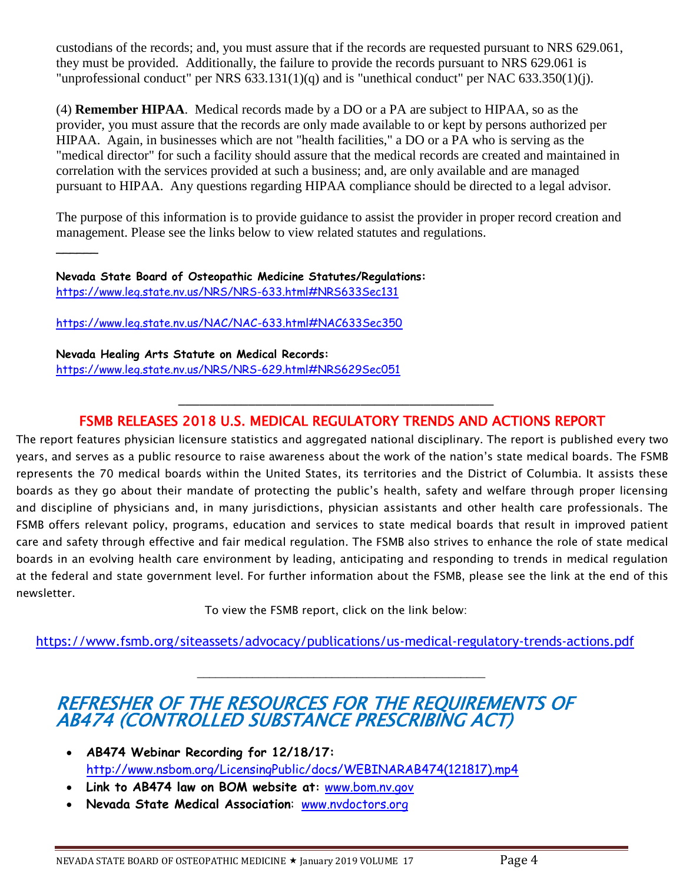custodians of the records; and, you must assure that if the records are requested pursuant to NRS 629.061, they must be provided. Additionally, the failure to provide the records pursuant to NRS 629.061 is "unprofessional conduct" per NRS 633.131(1)(q) and is "unethical conduct" per NAC 633.350(1)(j).

(4) **Remember HIPAA**. Medical records made by a DO or a PA are subject to HIPAA, so as the provider, you must assure that the records are only made available to or kept by persons authorized per HIPAA. Again, in businesses which are not "health facilities," a DO or a PA who is serving as the "medical director" for such a facility should assure that the medical records are created and maintained in correlation with the services provided at such a business; and, are only available and are managed pursuant to HIPAA. Any questions regarding HIPAA compliance should be directed to a legal advisor.

The purpose of this information is to provide guidance to assist the provider in proper record creation and management. Please see the links below to view related statutes and regulations.

______

**Nevada State Board of Osteopathic Medicine Statutes/Regulations:**
https://www.leg.state.nv.us/NRS/NRS-633.html#NRS633Sec131

https://www.leg.state.nv.us/NAC/NAC-633.html#NAC633Sec350

**Nevada Healing Arts Statute on Medical Records:**
https://www.leg.state.nv.us/NRS/NRS-629.html#NRS629Sec051

---

## FSMB RELEASES 2018 U.S. MEDICAL REGULATORY TRENDS AND ACTIONS REPORT

The report features physician licensure statistics and aggregated national disciplinary. The report is published every two years, and serves as a public resource to raise awareness about the work of the nation's state medical boards. The FSMB represents the 70 medical boards within the United States, its territories and the District of Columbia. It assists these boards as they go about their mandate of protecting the public's health, safety and welfare through proper licensing and discipline of physicians and, in many jurisdictions, physician assistants and other health care professionals. The FSMB offers relevant policy, programs, education and services to state medical boards that result in improved patient care and safety through effective and fair medical regulation. The FSMB also strives to enhance the role of state medical boards in an evolving health care environment by leading, anticipating and responding to trends in medical regulation at the federal and state government level. For further information about the FSMB, please see the link at the end of this newsletter.

To view the FSMB report, click on the link below:

https://www.fsmb.org/siteassets/advocacy/publications/us-medical-regulatory-trends-actions.pdf

---

## *REFRESHER OF THE RESOURCES FOR THE REQUIREMENTS OF AB474 (CONTROLLED SUBSTANCE PRESCRIBING ACT)*

- **AB474 Webinar Recording for 12/18/17:** http://www.nsbom.org/LicensingPublic/docs/WEBINARAB474(121817).mp4
- **Link to AB474 law on BOM website at:** www.bom.nv.gov
- **Nevada State Medical Association**: www.nvdoctors.org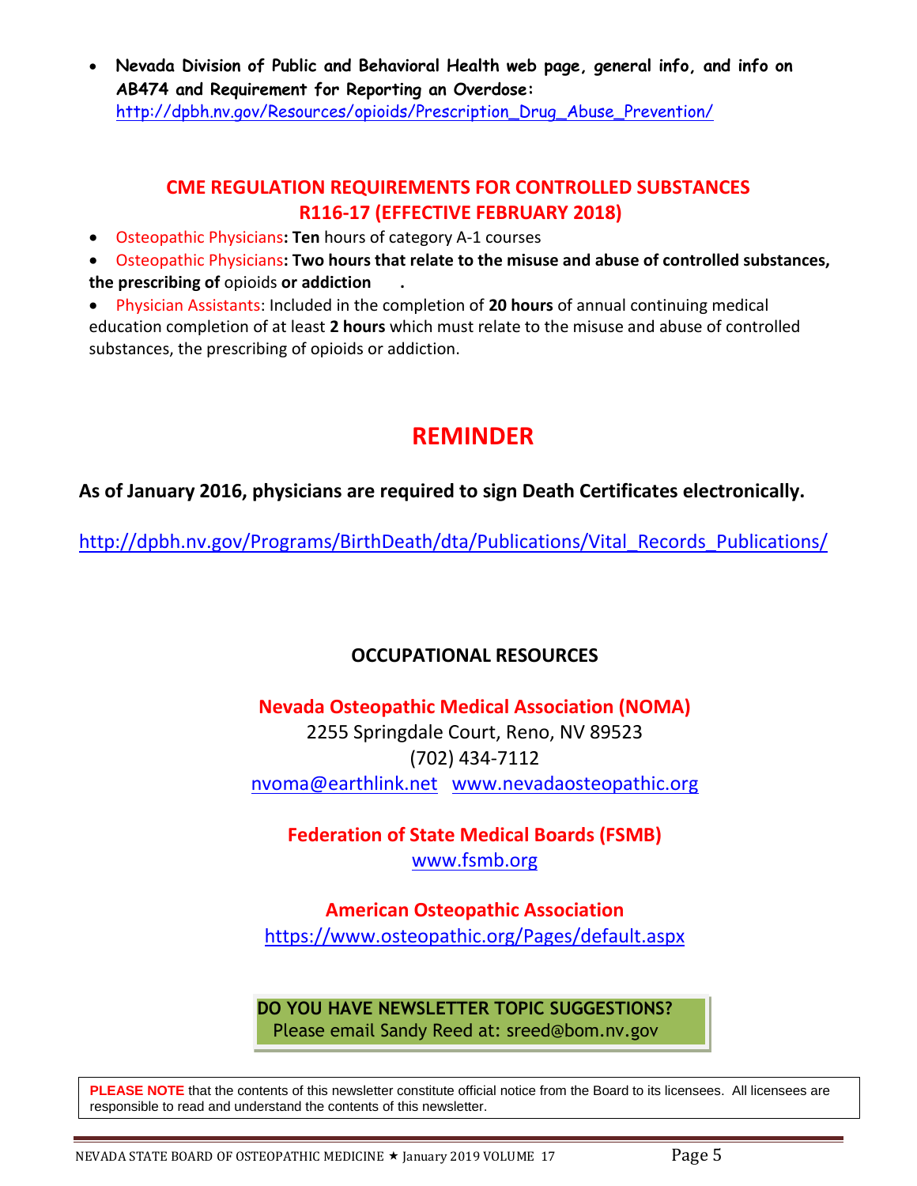- **Nevada Division of Public and Behavioral Health web page, general info, and info on AB474 and Requirement for Reporting an Overdose:** http://dpbh.nv.gov/Resources/opioids/Prescription_Drug_Abuse_Prevention/

## CME REGULATION REQUIREMENTS FOR CONTROLLED SUBSTANCES R116-17 (EFFECTIVE FEBRUARY 2018)

- Osteopathic Physicians: **Ten** hours of category A-1 courses
- Osteopathic Physicians: **Two hours that relate to the misuse and abuse of controlled substances, the prescribing of** opioids **or addiction .**
- Physician Assistants: Included in the completion of **20 hours** of annual continuing medical education completion of at least **2 hours** which must relate to the misuse and abuse of controlled substances, the prescribing of opioids or addiction.

# REMINDER

**As of January 2016, physicians are required to sign Death Certificates electronically.**

http://dpbh.nv.gov/Programs/BirthDeath/dta/Publications/Vital_Records_Publications/

## OCCUPATIONAL RESOURCES

**Nevada Osteopathic Medical Association (NOMA)**
2255 Springdale Court, Reno, NV 89523
(702) 434-7112
nvoma@earthlink.net www.nevadaosteopathic.org

**Federation of State Medical Boards (FSMB)**
www.fsmb.org

**American Osteopathic Association**
https://www.osteopathic.org/Pages/default.aspx

**DO YOU HAVE NEWSLETTER TOPIC SUGGESTIONS?**
Please email Sandy Reed at: sreed@bom.nv.gov

**PLEASE NOTE** that the contents of this newsletter constitute official notice from the Board to its licensees. All licensees are responsible to read and understand the contents of this newsletter.